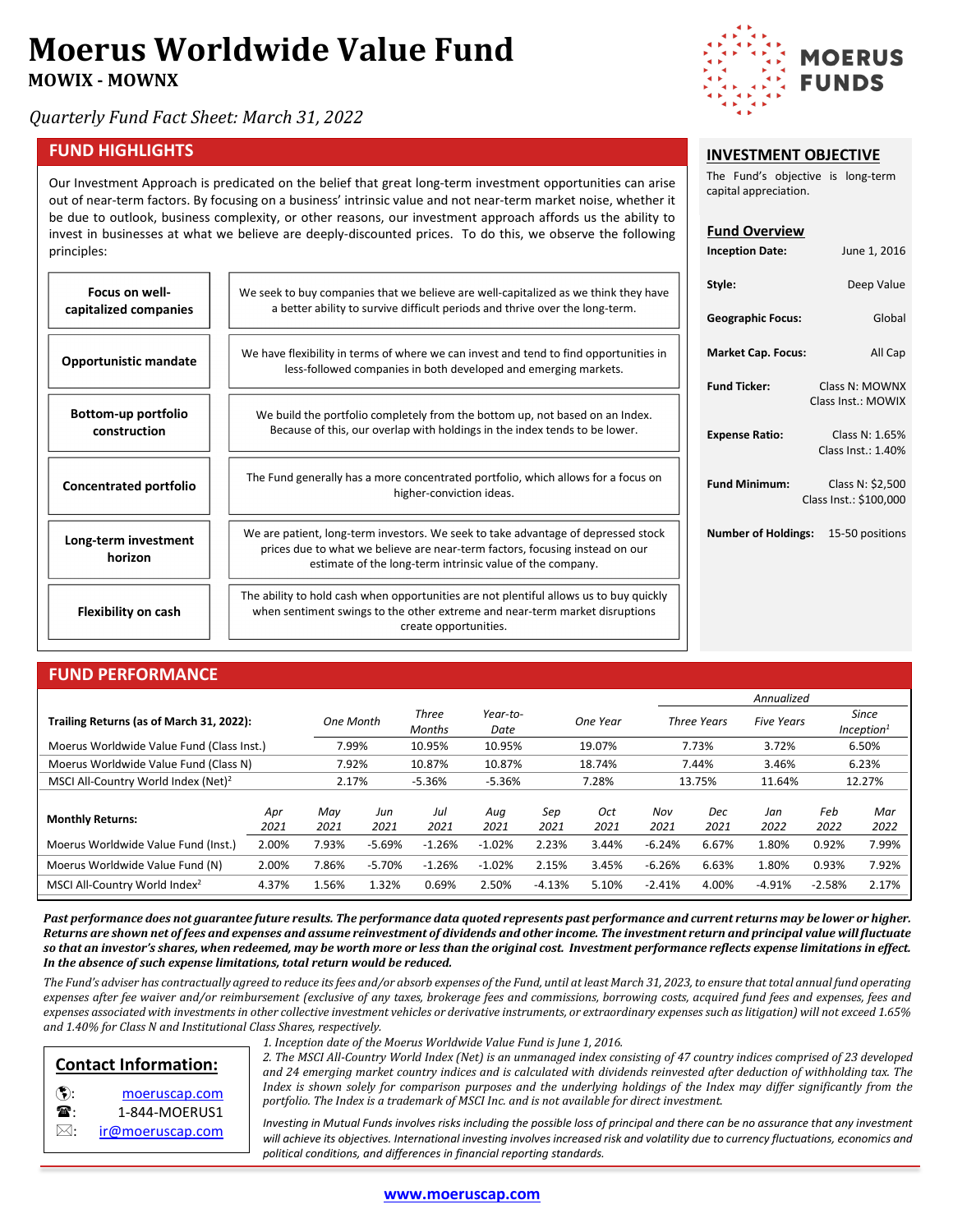# Moerus Worldwide Value Fund

**MOWIX - MOWNX**

*Quarterly Fund Fact Sheet: March 31, 2022*

## FUND HIGHLIGHTS

Our Investment Approach is predicated on the belief that great long-term investment opportunities can arise out of near-term factors. By focusing on a business' intrinsic value and not near-term market noise, whether it be due to outlook, business complexity, or other reasons, our investment approach affords us the ability to invest in businesses at what we believe are deeply-discounted prices. To do this, we observe the following principles:

| | |
|---|---|
| **Focus on well-capitalized companies** | We seek to buy companies that we believe are well-capitalized as we think they have a better ability to survive difficult periods and thrive over the long-term. |
| **Opportunistic mandate** | We have flexibility in terms of where we can invest and tend to find opportunities in less-followed companies in both developed and emerging markets. |
| **Bottom-up portfolio construction** | We build the portfolio completely from the bottom up, not based on an Index. Because of this, our overlap with holdings in the index tends to be lower. |
| **Concentrated portfolio** | The Fund generally has a more concentrated portfolio, which allows for a focus on higher-conviction ideas. |
| **Long-term investment horizon** | We are patient, long-term investors. We seek to take advantage of depressed stock prices due to what we believe are near-term factors, focusing instead on our estimate of the long-term intrinsic value of the company. |
| **Flexibility on cash** | The ability to hold cash when opportunities are not plentiful allows us to buy quickly when sentiment swings to the other extreme and near-term market disruptions create opportunities. |

## INVESTMENT OBJECTIVE

The Fund's objective is long-term capital appreciation.

### Fund Overview

| | |
|---|---|
| **Inception Date:** | June 1, 2016 |
| **Style:** | Deep Value |
| **Geographic Focus:** | Global |
| **Market Cap. Focus:** | All Cap |
| **Fund Ticker:** | Class N: MOWNX<br>Class Inst.: MOWIX |
| **Expense Ratio:** | Class N: 1.65%<br>Class Inst.: 1.40% |
| **Fund Minimum:** | Class N: $2,500<br>Class Inst.: $100,000 |
| **Number of Holdings:** | 15-50 positions |

## FUND PERFORMANCE

| Trailing Returns (as of March 31, 2022): | One Month | Three Months | Year-to-Date | One Year | Three Years (Annualized) | Five Years (Annualized) | Since Inception[1] (Annualized) |
|---|---|---|---|---|---|---|---|
| Moerus Worldwide Value Fund (Class Inst.) | 7.99% | 10.95% | 10.95% | 19.07% | 7.73% | 3.72% | 6.50% |
| Moerus Worldwide Value Fund (Class N) | 7.92% | 10.87% | 10.87% | 18.74% | 7.44% | 3.46% | 6.23% |
| MSCI All-Country World Index (Net)[2] | 2.17% | -5.36% | -5.36% | 7.28% | 13.75% | 11.64% | 12.27% |

| Monthly Returns: | Apr 2021 | May 2021 | Jun 2021 | Jul 2021 | Aug 2021 | Sep 2021 | Oct 2021 | Nov 2021 | Dec 2021 | Jan 2022 | Feb 2022 | Mar 2022 |
|---|---|---|---|---|---|---|---|---|---|---|---|---|
| Moerus Worldwide Value Fund (Inst.) | 2.00% | 7.93% | -5.69% | -1.26% | -1.02% | 2.23% | 3.44% | -6.24% | 6.67% | 1.80% | 0.92% | 7.99% |
| Moerus Worldwide Value Fund (N) | 2.00% | 7.86% | -5.70% | -1.26% | -1.02% | 2.15% | 3.45% | -6.26% | 6.63% | 1.80% | 0.93% | 7.92% |
| MSCI All-Country World Index[2] | 4.37% | 1.56% | 1.32% | 0.69% | 2.50% | -4.13% | 5.10% | -2.41% | 4.00% | -4.91% | -2.58% | 2.17% |

***Past performance does not guarantee future results. The performance data quoted represents past performance and current returns may be lower or higher. Returns are shown net of fees and expenses and assume reinvestment of dividends and other income. The investment return and principal value will fluctuate so that an investor's shares, when redeemed, may be worth more or less than the original cost. Investment performance reflects expense limitations in effect. In the absence of such expense limitations, total return would be reduced.***

*The Fund's adviser has contractually agreed to reduce its fees and/or absorb expenses of the Fund, until at least March 31, 2023, to ensure that total annual fund operating expenses after fee waiver and/or reimbursement (exclusive of any taxes, brokerage fees and commissions, borrowing costs, acquired fund fees and expenses, fees and expenses associated with investments in other collective investment vehicles or derivative instruments, or extraordinary expenses such as litigation) will not exceed 1.65% and 1.40% for Class N and Institutional Class Shares, respectively.*

*1. Inception date of the Moerus Worldwide Value Fund is June 1, 2016.*

*2. The MSCI All-Country World Index (Net) is an unmanaged index consisting of 47 country indices comprised of 23 developed and 24 emerging market country indices and is calculated with dividends reinvested after deduction of withholding tax. The Index is shown solely for comparison purposes and the underlying holdings of the Index may differ significantly from the portfolio. The Index is a trademark of MSCI Inc. and is not available for direct investment.*

*Investing in Mutual Funds involves risks including the possible loss of principal and there can be no assurance that any investment will achieve its objectives. International investing involves increased risk and volatility due to currency fluctuations, economics and political conditions, and differences in financial reporting standards.*

### Contact Information:

- moeruscap.com
- 1-844-MOERUS1
- ir@moeruscap.com

**www.moeruscap.com**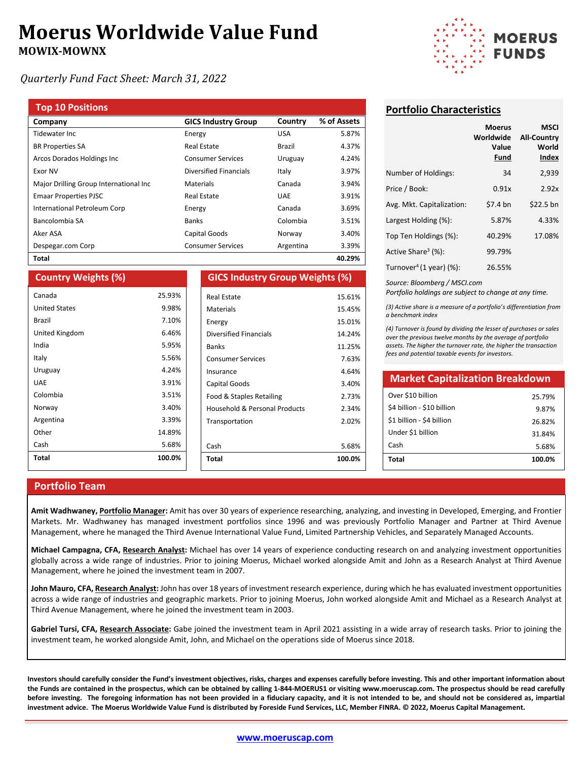# Moerus Worldwide Value Fund

**MOWIX-MOWNX**

*Quarterly Fund Fact Sheet: March 31, 2022*

## Top 10 Positions

| Company | GICS Industry Group | Country | % of Assets |
|---|---|---|---|
| Tidewater Inc | Energy | USA | 5.87% |
| BR Properties SA | Real Estate | Brazil | 4.37% |
| Arcos Dorados Holdings Inc | Consumer Services | Uruguay | 4.24% |
| Exor NV | Diversified Financials | Italy | 3.97% |
| Major Drilling Group International Inc | Materials | Canada | 3.94% |
| Emaar Properties PJSC | Real Estate | UAE | 3.91% |
| International Petroleum Corp | Energy | Canada | 3.69% |
| Bancolombia SA | Banks | Colombia | 3.51% |
| Aker ASA | Capital Goods | Norway | 3.40% |
| Despegar.com Corp | Consumer Services | Argentina | 3.39% |
| **Total** | | | **40.29%** |

## Portfolio Characteristics

| | Moerus Worldwide Value Fund | MSCI All-Country World Index |
|---|---|---|
| Number of Holdings: | 34 | 2,939 |
| Price / Book: | 0.91x | 2.92x |
| Avg. Mkt. Capitalization: | $7.4 bn | $22.5 bn |
| Largest Holding (%): | 5.87% | 4.33% |
| Top Ten Holdings (%): | 40.29% | 17.08% |
| Active Share[3] (%): | 99.79% | |
| Turnover[4] (1 year) (%): | 26.55% | |

*Source: Bloomberg / MSCI.com*
*Portfolio holdings are subject to change at any time.*

*(3) Active share is a measure of a portfolio's differentiation from a benchmark index*

*(4) Turnover is found by dividing the lesser of purchases or sales over the previous twelve months by the average of portfolio assets. The higher the turnover rate, the higher the transaction fees and potential taxable events for investors.*

## Country Weights (%)

| | |
|---|---|
| Canada | 25.93% |
| United States | 9.98% |
| Brazil | 7.10% |
| United Kingdom | 6.46% |
| India | 5.95% |
| Italy | 5.56% |
| Uruguay | 4.24% |
| UAE | 3.91% |
| Colombia | 3.51% |
| Norway | 3.40% |
| Argentina | 3.39% |
| Other | 14.89% |
| Cash | 5.68% |
| **Total** | **100.0%** |

## GICS Industry Group Weights (%)

| | |
|---|---|
| Real Estate | 15.61% |
| Materials | 15.45% |
| Energy | 15.01% |
| Diversified Financials | 14.24% |
| Banks | 11.25% |
| Consumer Services | 7.63% |
| Insurance | 4.64% |
| Capital Goods | 3.40% |
| Food & Staples Retailing | 2.73% |
| Household & Personal Products | 2.34% |
| Transportation | 2.02% |
| Cash | 5.68% |
| **Total** | **100.0%** |

## Market Capitalization Breakdown

| | |
|---|---|
| Over $10 billion | 25.79% |
| $4 billion - $10 billion | 9.87% |
| $1 billion - $4 billion | 26.82% |
| Under $1 billion | 31.84% |
| Cash | 5.68% |
| **Total** | **100.0%** |

## Portfolio Team

**Amit Wadhwaney, Portfolio Manager:** Amit has over 30 years of experience researching, analyzing, and investing in Developed, Emerging, and Frontier Markets. Mr. Wadhwaney has managed investment portfolios since 1996 and was previously Portfolio Manager and Partner at Third Avenue Management, where he managed the Third Avenue International Value Fund, Limited Partnership Vehicles, and Separately Managed Accounts.

**Michael Campagna, CFA, Research Analyst:** Michael has over 14 years of experience conducting research on and analyzing investment opportunities globally across a wide range of industries. Prior to joining Moerus, Michael worked alongside Amit and John as a Research Analyst at Third Avenue Management, where he joined the investment team in 2007.

**John Mauro, CFA, Research Analyst:** John has over 18 years of investment research experience, during which he has evaluated investment opportunities across a wide range of industries and geographic markets. Prior to joining Moerus, John worked alongside Amit and Michael as a Research Analyst at Third Avenue Management, where he joined the investment team in 2003.

**Gabriel Tursi, CFA, Research Associate:** Gabe joined the investment team in April 2021 assisting in a wide array of research tasks. Prior to joining the investment team, he worked alongside Amit, John, and Michael on the operations side of Moerus since 2018.

**Investors should carefully consider the Fund's investment objectives, risks, charges and expenses carefully before investing. This and other important information about the Funds are contained in the prospectus, which can be obtained by calling 1-844-MOERUS1 or visiting www.moeruscap.com. The prospectus should be read carefully before investing. The foregoing information has not been provided in a fiduciary capacity, and it is not intended to be, and should not be considered as, impartial investment advice. The Moerus Worldwide Value Fund is distributed by Foreside Fund Services, LLC, Member FINRA. © 2022, Moerus Capital Management.**

www.moeruscap.com